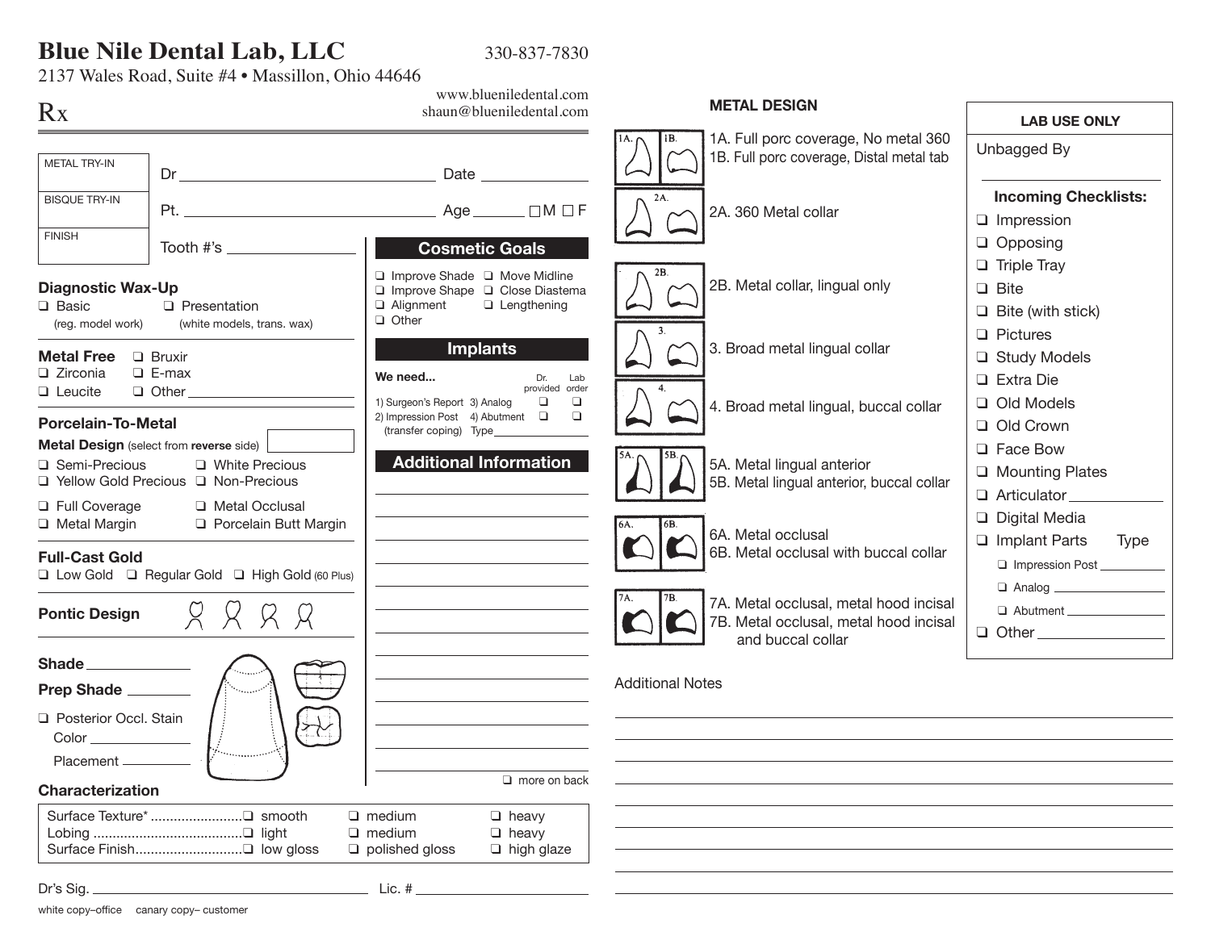# Blue Nile Dental Lab, LLC

330-837-7830

2137 Wales Road, Suite #4 • Massillon, Ohio 44646

www.blueniledental.com
shaun@bluenniledental.com

Rx

| |
|---|
| METAL TRY-IN |
| BISQUE TRY-IN |
| FINISH |

Dr ____________________ Date __________

Pt. ____________________ Age ______ ☐ M ☐ F

Tooth #'s __________

### Diagnostic Wax-Up

❑ Basic (reg. model work)
❑ Presentation (white models, trans. wax)

### Metal Free

❑ Bruxir
❑ Zirconia
❑ E-max
❑ Leucite
❑ Other __________

### Porcelain-To-Metal

**Metal Design** (select from **reverse** side) __________

❑ Semi-Precious
❑ White Precious
❑ Yellow Gold Precious
❑ Non-Precious

❑ Full Coverage
❑ Metal Occlusal
❑ Metal Margin
❑ Porcelain Butt Margin

### Full-Cast Gold

❑ Low Gold ❑ Regular Gold ❑ High Gold (60 Plus)

### Pontic Design

### Shade __________

### Prep Shade __________

❑ Posterior Occl. Stain

Color __________

Placement __________

### Characterization

| | | | |
|---|---|---|---|
| Surface Texture* | ❑ smooth | ❑ medium | ❑ heavy |
| Lobing | ❑ light | ❑ medium | ❑ heavy |
| Surface Finish | ❑ low gloss | ❑ polished gloss | ❑ high glaze |

Dr's Sig. ____________________ Lic. # __________

white copy–office canary copy– customer

## Cosmetic Goals

❑ Improve Shade
❑ Move Midline
❑ Improve Shape
❑ Close Diastema
❑ Alignment
❑ Lengthening
❑ Other

## Implants

| We need... | Dr. provided | Lab order |
|---|---|---|
| 1) Surgeon's Report 3) Analog | ❑ | ❑ |
| 2) Impression Post (transfer coping) 4) Abutment | ❑ | ❑ |

Type __________

## Additional Information

❑ more on back

## METAL DESIGN

1A. Full porc coverage, No metal 360
1B. Full porc coverage, Distal metal tab

2A. 360 Metal collar

2B. Metal collar, lingual only

3. Broad metal lingual collar

4. Broad metal lingual, buccal collar

5A. Metal lingual anterior
5B. Metal lingual anterior, buccal collar

6A. Metal occlusal
6B. Metal occlusal with buccal collar

7A. Metal occlusal, metal hood incisal
7B. Metal occlusal, metal hood incisal and buccal collar

Additional Notes

## LAB USE ONLY

Unbagged By __________

**Incoming Checklists:**

❑ Impression
❑ Opposing
❑ Triple Tray
❑ Bite
❑ Bite (with stick)
❑ Pictures
❑ Study Models
❑ Extra Die
❑ Old Models
❑ Old Crown
❑ Face Bow
❑ Mounting Plates
❑ Articulator __________
❑ Digital Media
❑ Implant Parts Type
- ❑ Impression Post __________
- ❑ Analog __________
- ❑ Abutment __________

❑ Other __________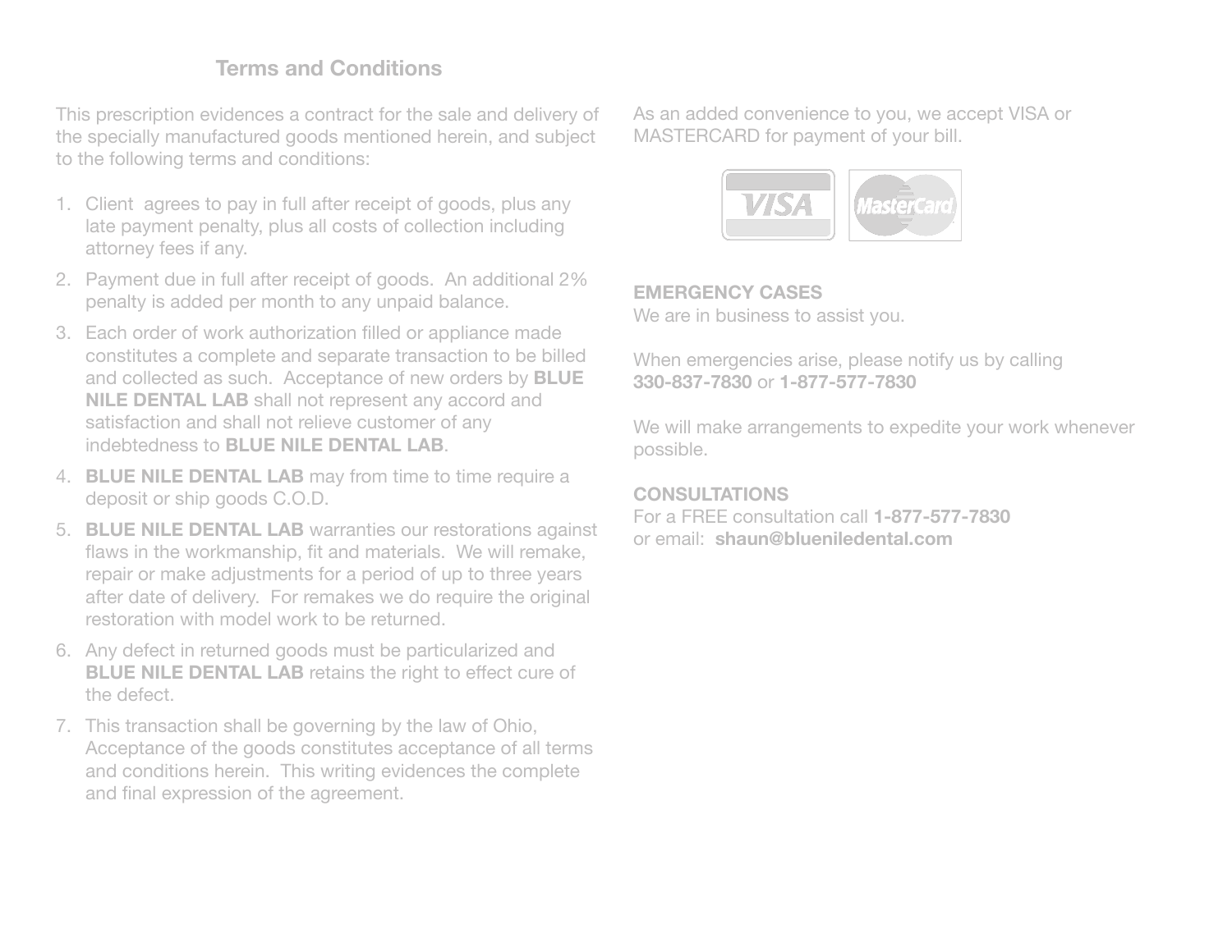## Terms and Conditions

This prescription evidences a contract for the sale and delivery of the specially manufactured goods mentioned herein, and subject to the following terms and conditions:

1. Client agrees to pay in full after receipt of goods, plus any late payment penalty, plus all costs of collection including attorney fees if any.
2. Payment due in full after receipt of goods. An additional 2% penalty is added per month to any unpaid balance.
3. Each order of work authorization filled or appliance made constitutes a complete and separate transaction to be billed and collected as such. Acceptance of new orders by **BLUE NILE DENTAL LAB** shall not represent any accord and satisfaction and shall not relieve customer of any indebtedness to **BLUE NILE DENTAL LAB**.
4. **BLUE NILE DENTAL LAB** may from time to time require a deposit or ship goods C.O.D.
5. **BLUE NILE DENTAL LAB** warranties our restorations against flaws in the workmanship, fit and materials. We will remake, repair or make adjustments for a period of up to three years after date of delivery. For remakes we do require the original restoration with model work to be returned.
6. Any defect in returned goods must be particularized and **BLUE NILE DENTAL LAB** retains the right to effect cure of the defect.
7. This transaction shall be governing by the law of Ohio, Acceptance of the goods constitutes acceptance of all terms and conditions herein. This writing evidences the complete and final expression of the agreement.

As an added convenience to you, we accept VISA or MASTERCARD for payment of your bill.

VISA MasterCard

**EMERGENCY CASES**
We are in business to assist you.

When emergencies arise, please notify us by calling
**330-837-7830** or **1-877-577-7830**

We will make arrangements to expedite your work whenever possible.

**CONSULTATIONS**
For a FREE consultation call **1-877-577-7830**
or email: **shaun@bluniledental.com**